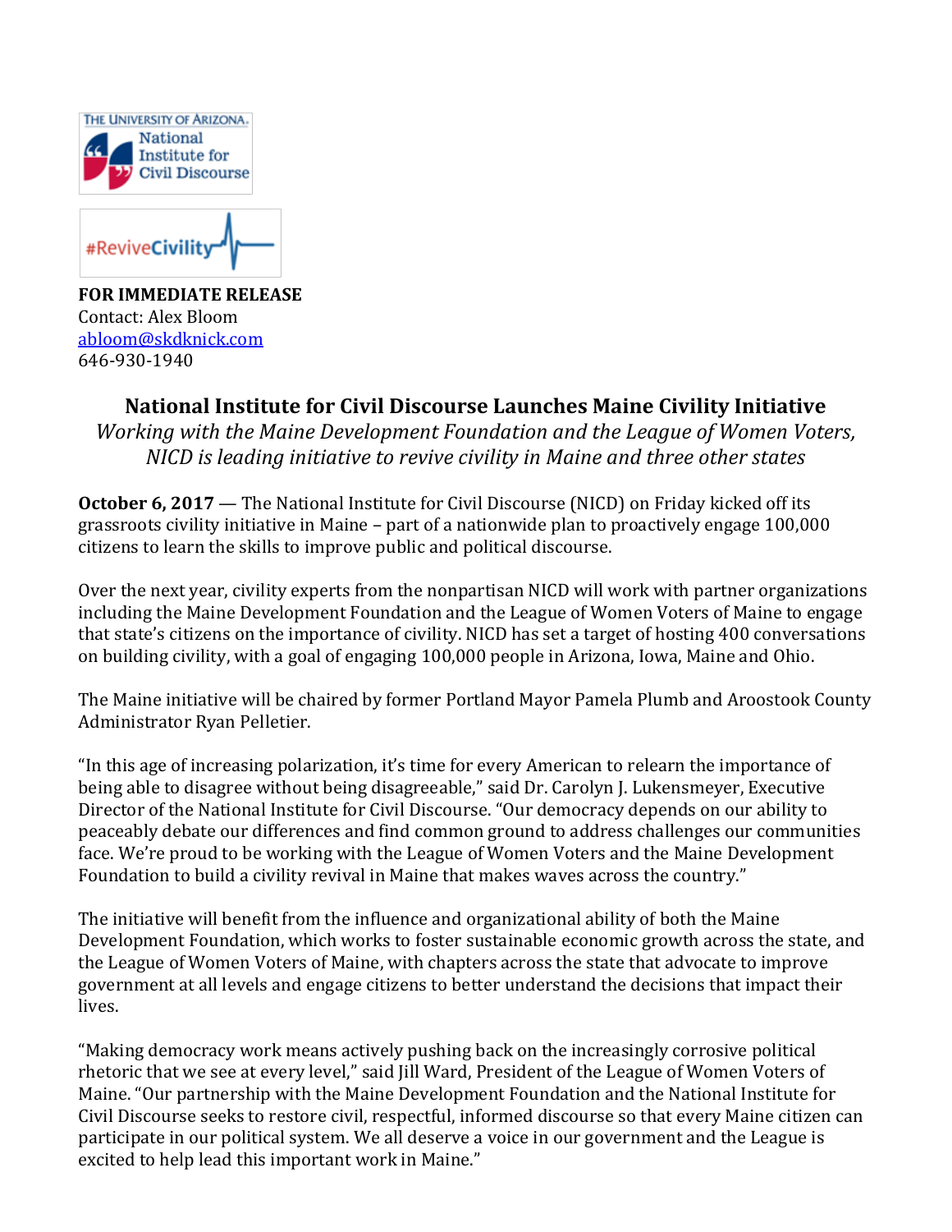THE UNIVERSITY OF ARIZONA. National Institute for Civil Discourse

#ReviveCivility

**FOR IMMEDIATE RELEASE**
Contact: Alex Bloom
abloom@skdknick.com
646-930-1940

# National Institute for Civil Discourse Launches Maine Civility Initiative

*Working with the Maine Development Foundation and the League of Women Voters, NICD is leading initiative to revive civility in Maine and three other states*

**October 6, 2017** — The National Institute for Civil Discourse (NICD) on Friday kicked off its grassroots civility initiative in Maine – part of a nationwide plan to proactively engage 100,000 citizens to learn the skills to improve public and political discourse.

Over the next year, civility experts from the nonpartisan NICD will work with partner organizations including the Maine Development Foundation and the League of Women Voters of Maine to engage that state's citizens on the importance of civility. NICD has set a target of hosting 400 conversations on building civility, with a goal of engaging 100,000 people in Arizona, Iowa, Maine and Ohio.

The Maine initiative will be chaired by former Portland Mayor Pamela Plumb and Aroostook County Administrator Ryan Pelletier.

"In this age of increasing polarization, it's time for every American to relearn the importance of being able to disagree without being disagreeable," said Dr. Carolyn J. Lukensmeyer, Executive Director of the National Institute for Civil Discourse. "Our democracy depends on our ability to peaceably debate our differences and find common ground to address challenges our communities face. We're proud to be working with the League of Women Voters and the Maine Development Foundation to build a civility revival in Maine that makes waves across the country."

The initiative will benefit from the influence and organizational ability of both the Maine Development Foundation, which works to foster sustainable economic growth across the state, and the League of Women Voters of Maine, with chapters across the state that advocate to improve government at all levels and engage citizens to better understand the decisions that impact their lives.

"Making democracy work means actively pushing back on the increasingly corrosive political rhetoric that we see at every level," said Jill Ward, President of the League of Women Voters of Maine. "Our partnership with the Maine Development Foundation and the National Institute for Civil Discourse seeks to restore civil, respectful, informed discourse so that every Maine citizen can participate in our political system. We all deserve a voice in our government and the League is excited to help lead this important work in Maine."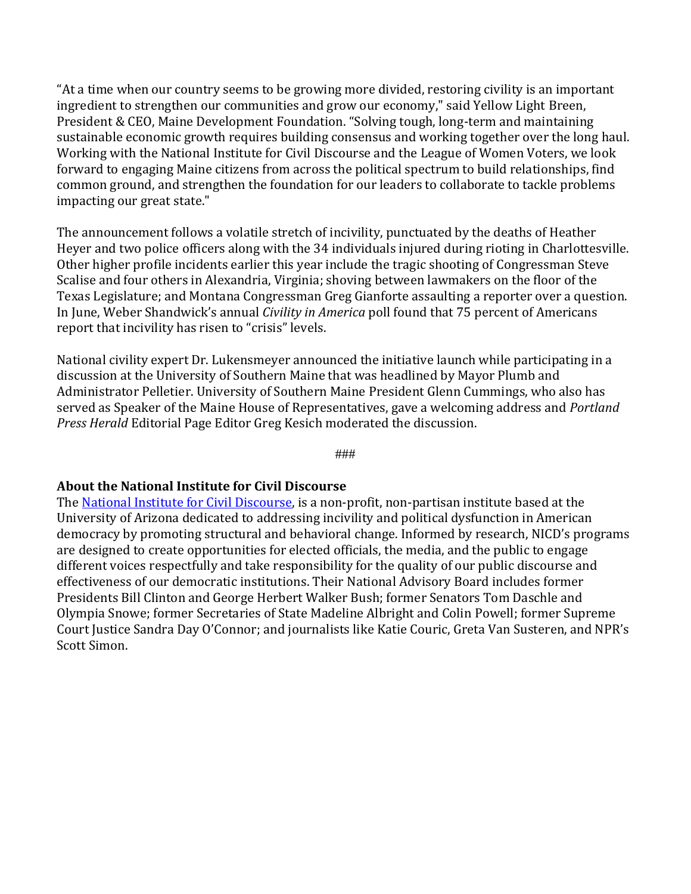“At a time when our country seems to be growing more divided, restoring civility is an important ingredient to strengthen our communities and grow our economy," said Yellow Light Breen, President & CEO, Maine Development Foundation. “Solving tough, long-term and maintaining sustainable economic growth requires building consensus and working together over the long haul. Working with the National Institute for Civil Discourse and the League of Women Voters, we look forward to engaging Maine citizens from across the political spectrum to build relationships, find common ground, and strengthen the foundation for our leaders to collaborate to tackle problems impacting our great state."

The announcement follows a volatile stretch of incivility, punctuated by the deaths of Heather Heyer and two police officers along with the 34 individuals injured during rioting in Charlottesville. Other higher profile incidents earlier this year include the tragic shooting of Congressman Steve Scalise and four others in Alexandria, Virginia; shoving between lawmakers on the floor of the Texas Legislature; and Montana Congressman Greg Gianforte assaulting a reporter over a question. In June, Weber Shandwick’s annual *Civility in America* poll found that 75 percent of Americans report that incivility has risen to “crisis” levels.

National civility expert Dr. Lukensmeyer announced the initiative launch while participating in a discussion at the University of Southern Maine that was headlined by Mayor Plumb and Administrator Pelletier. University of Southern Maine President Glenn Cummings, who also has served as Speaker of the Maine House of Representatives, gave a welcoming address and *Portland Press Herald* Editorial Page Editor Greg Kesich moderated the discussion.

###

**About the National Institute for Civil Discourse**

The National Institute for Civil Discourse, is a non-profit, non-partisan institute based at the University of Arizona dedicated to addressing incivility and political dysfunction in American democracy by promoting structural and behavioral change. Informed by research, NICD’s programs are designed to create opportunities for elected officials, the media, and the public to engage different voices respectfully and take responsibility for the quality of our public discourse and effectiveness of our democratic institutions. Their National Advisory Board includes former Presidents Bill Clinton and George Herbert Walker Bush; former Senators Tom Daschle and Olympia Snowe; former Secretaries of State Madeline Albright and Colin Powell; former Supreme Court Justice Sandra Day O’Connor; and journalists like Katie Couric, Greta Van Susteren, and NPR’s Scott Simon.